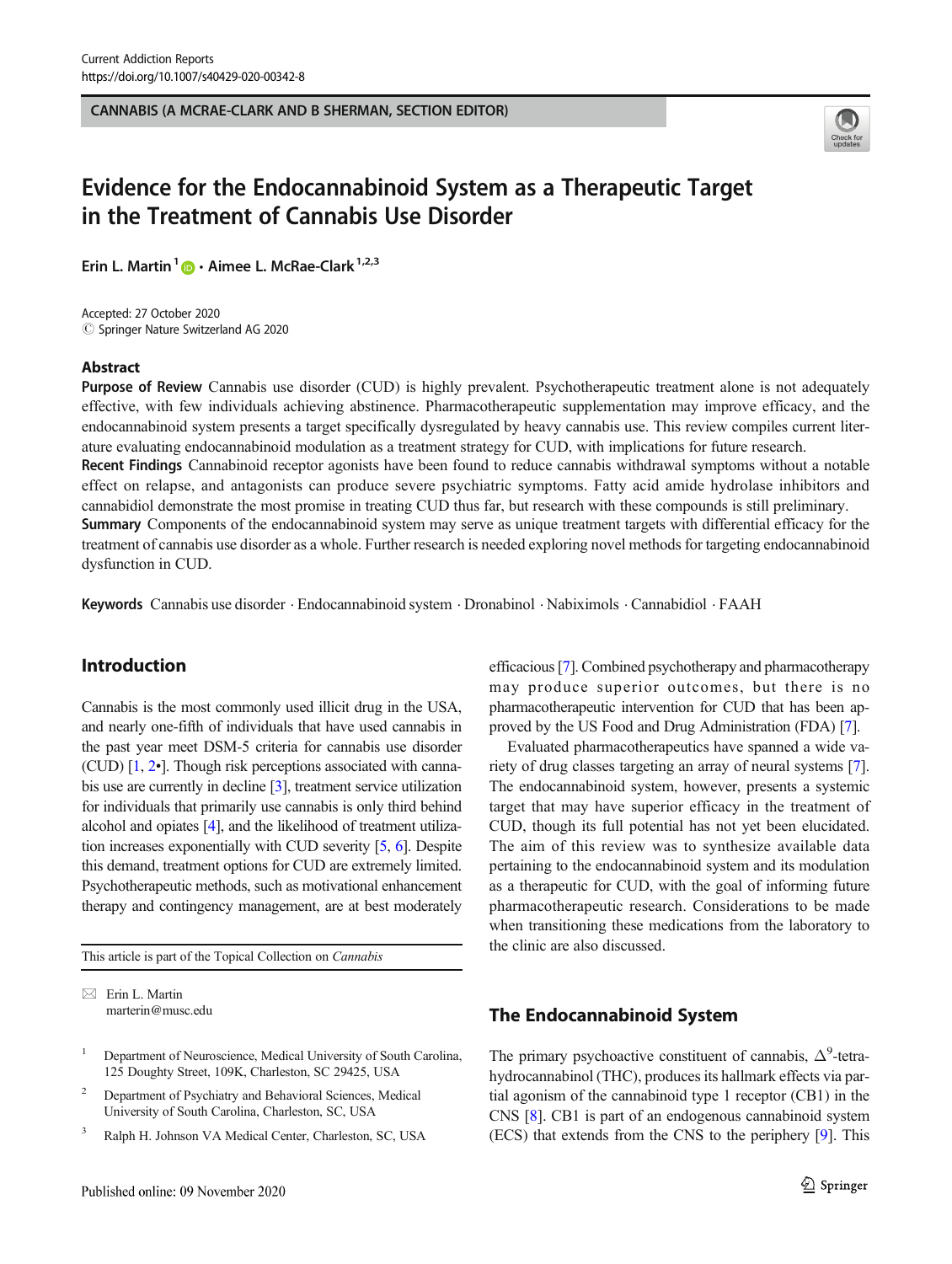CANNABIS (A MCRAE-CLARK AND B SHERMAN, SECTION EDITOR)

# Evidence for the Endocannabinoid System as a Therapeutic Target in the Treatment of Cannabis Use Disorder

Erin L. Martin[1] · Aimee L. McRae-Clark[1,2,3]

Accepted: 27 October 2020
© Springer Nature Switzerland AG 2020

## Abstract

**Purpose of Review** Cannabis use disorder (CUD) is highly prevalent. Psychotherapeutic treatment alone is not adequately effective, with few individuals achieving abstinence. Pharmacotherapeutic supplementation may improve efficacy, and the endocannabinoid system presents a target specifically dysregulated by heavy cannabis use. This review compiles current literature evaluating endocannabinoid modulation as a treatment strategy for CUD, with implications for future research.

**Recent Findings** Cannabinoid receptor agonists have been found to reduce cannabis withdrawal symptoms without a notable effect on relapse, and antagonists can produce severe psychiatric symptoms. Fatty acid amide hydrolase inhibitors and cannabidiol demonstrate the most promise in treating CUD thus far, but research with these compounds is still preliminary.

**Summary** Components of the endocannabinoid system may serve as unique treatment targets with differential efficacy for the treatment of cannabis use disorder as a whole. Further research is needed exploring novel methods for targeting endocannabinoid dysfunction in CUD.

**Keywords** Cannabis use disorder · Endocannabinoid system · Dronabinol · Nabiximols · Cannabidiol · FAAH

## Introduction

Cannabis is the most commonly used illicit drug in the USA, and nearly one-fifth of individuals that have used cannabis in the past year meet DSM-5 criteria for cannabis use disorder (CUD) [1, 2•]. Though risk perceptions associated with cannabis use are currently in decline [3], treatment service utilization for individuals that primarily use cannabis is only third behind alcohol and opiates [4], and the likelihood of treatment utilization increases exponentially with CUD severity [5, 6]. Despite this demand, treatment options for CUD are extremely limited. Psychotherapeutic methods, such as motivational enhancement therapy and contingency management, are at best moderately efficacious [7]. Combined psychotherapy and pharmacotherapy may produce superior outcomes, but there is no pharmacotherapeutic intervention for CUD that has been approved by the US Food and Drug Administration (FDA) [7].

Evaluated pharmacotherapeutics have spanned a wide variety of drug classes targeting an array of neural systems [7]. The endocannabinoid system, however, presents a systemic target that may have superior efficacy in the treatment of CUD, though its full potential has not yet been elucidated. The aim of this review was to synthesize available data pertaining to the endocannabinoid system and its modulation as a therapeutic for CUD, with the goal of informing future pharmacotherapeutic research. Considerations to be made when transitioning these medications from the laboratory to the clinic are also discussed.

This article is part of the Topical Collection on *Cannabis*

✉ Erin L. Martin
marterin@musc.edu

[1] Department of Neuroscience, Medical University of South Carolina, 125 Doughty Street, 109K, Charleston, SC 29425, USA

[2] Department of Psychiatry and Behavioral Sciences, Medical University of South Carolina, Charleston, SC, USA

[3] Ralph H. Johnson VA Medical Center, Charleston, SC, USA

## The Endocannabinoid System

The primary psychoactive constituent of cannabis, $\Delta^9$-tetrahydrocannabinol (THC), produces its hallmark effects via partial agonism of the cannabinoid type 1 receptor (CB1) in the CNS [8]. CB1 is part of an endogenous cannabinoid system (ECS) that extends from the CNS to the periphery [9]. This

Published online: 09 November 2020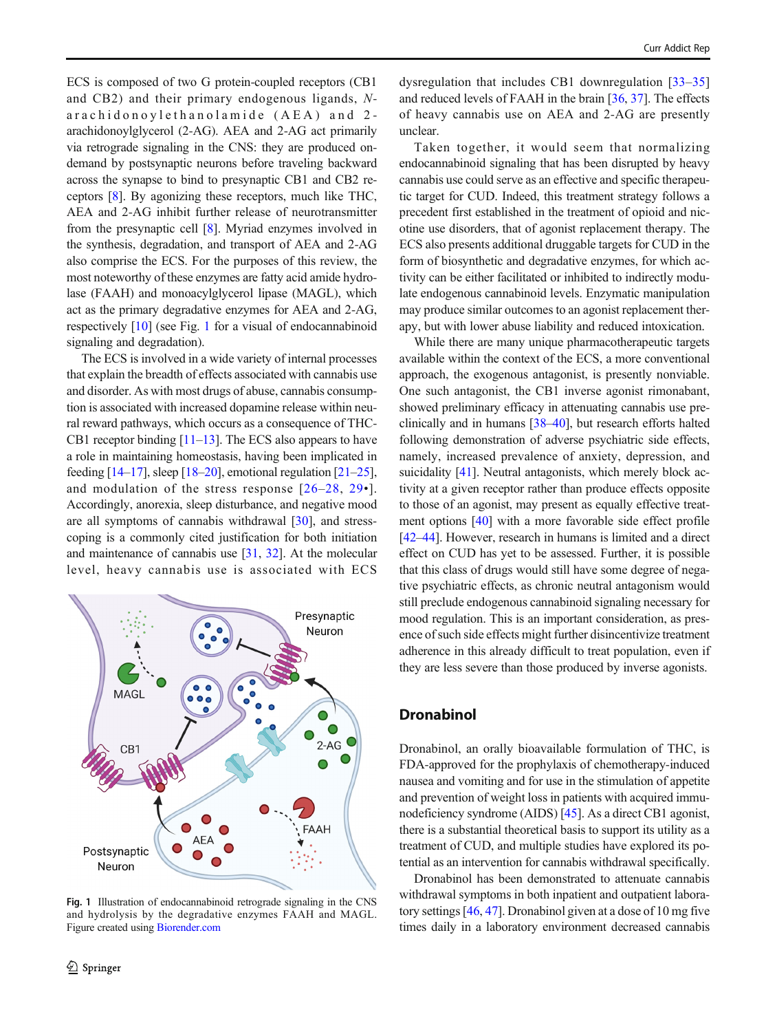ECS is composed of two G protein-coupled receptors (CB1 and CB2) and their primary endogenous ligands, N-arachidonoylethanolamide (AEA) and 2-arachidonoylglycerol (2-AG). AEA and 2-AG act primarily via retrograde signaling in the CNS: they are produced on-demand by postsynaptic neurons before traveling backward across the synapse to bind to presynaptic CB1 and CB2 receptors [8]. By agonizing these receptors, much like THC, AEA and 2-AG inhibit further release of neurotransmitter from the presynaptic cell [8]. Myriad enzymes involved in the synthesis, degradation, and transport of AEA and 2-AG also comprise the ECS. For the purposes of this review, the most noteworthy of these enzymes are fatty acid amide hydrolase (FAAH) and monoacylglycerol lipase (MAGL), which act as the primary degradative enzymes for AEA and 2-AG, respectively [10] (see Fig. 1 for a visual of endocannabinoid signaling and degradation).

The ECS is involved in a wide variety of internal processes that explain the breadth of effects associated with cannabis use and disorder. As with most drugs of abuse, cannabis consumption is associated with increased dopamine release within neural reward pathways, which occurs as a consequence of THC-CB1 receptor binding [11–13]. The ECS also appears to have a role in maintaining homeostasis, having been implicated in feeding [14–17], sleep [18–20], emotional regulation [21–25], and modulation of the stress response [26–28, 29•]. Accordingly, anorexia, sleep disturbance, and negative mood are all symptoms of cannabis withdrawal [30], and stress-coping is a commonly cited justification for both initiation and maintenance of cannabis use [31, 32]. At the molecular level, heavy cannabis use is associated with ECS dysregulation that includes CB1 downregulation [33–35] and reduced levels of FAAH in the brain [36, 37]. The effects of heavy cannabis use on AEA and 2-AG are presently unclear.

**Fig. 1** Illustration of endocannabinoid retrograde signaling in the CNS and hydrolysis by the degradative enzymes FAAH and MAGL. Figure created using Biorender.com

Taken together, it would seem that normalizing endocannabinoid signaling that has been disrupted by heavy cannabis use could serve as an effective and specific therapeutic target for CUD. Indeed, this treatment strategy follows a precedent first established in the treatment of opioid and nicotine use disorders, that of agonist replacement therapy. The ECS also presents additional druggable targets for CUD in the form of biosynthetic and degradative enzymes, for which activity can be either facilitated or inhibited to indirectly modulate endogenous cannabinoid levels. Enzymatic manipulation may produce similar outcomes to an agonist replacement therapy, but with lower abuse liability and reduced intoxication.

While there are many unique pharmacotherapeutic targets available within the context of the ECS, a more conventional approach, the exogenous antagonist, is presently nonviable. One such antagonist, the CB1 inverse agonist rimonabant, showed preliminary efficacy in attenuating cannabis use preclinically and in humans [38–40], but research efforts halted following demonstration of adverse psychiatric side effects, namely, increased prevalence of anxiety, depression, and suicidality [41]. Neutral antagonists, which merely block activity at a given receptor rather than produce effects opposite to those of an agonist, may present as equally effective treatment options [40] with a more favorable side effect profile [42–44]. However, research in humans is limited and a direct effect on CUD has yet to be assessed. Further, it is possible that this class of drugs would still have some degree of negative psychiatric effects, as chronic neutral antagonism would still preclude endogenous cannabinoid signaling necessary for mood regulation. This is an important consideration, as presence of such side effects might further disincentivize treatment adherence in this already difficult to treat population, even if they are less severe than those produced by inverse agonists.

## Dronabinol

Dronabinol, an orally bioavailable formulation of THC, is FDA-approved for the prophylaxis of chemotherapy-induced nausea and vomiting and for use in the stimulation of appetite and prevention of weight loss in patients with acquired immunodeficiency syndrome (AIDS) [45]. As a direct CB1 agonist, there is a substantial theoretical basis to support its utility as a treatment of CUD, and multiple studies have explored its potential as an intervention for cannabis withdrawal specifically.

Dronabinol has been demonstrated to attenuate cannabis withdrawal symptoms in both inpatient and outpatient laboratory settings [46, 47]. Dronabinol given at a dose of 10 mg five times daily in a laboratory environment decreased cannabis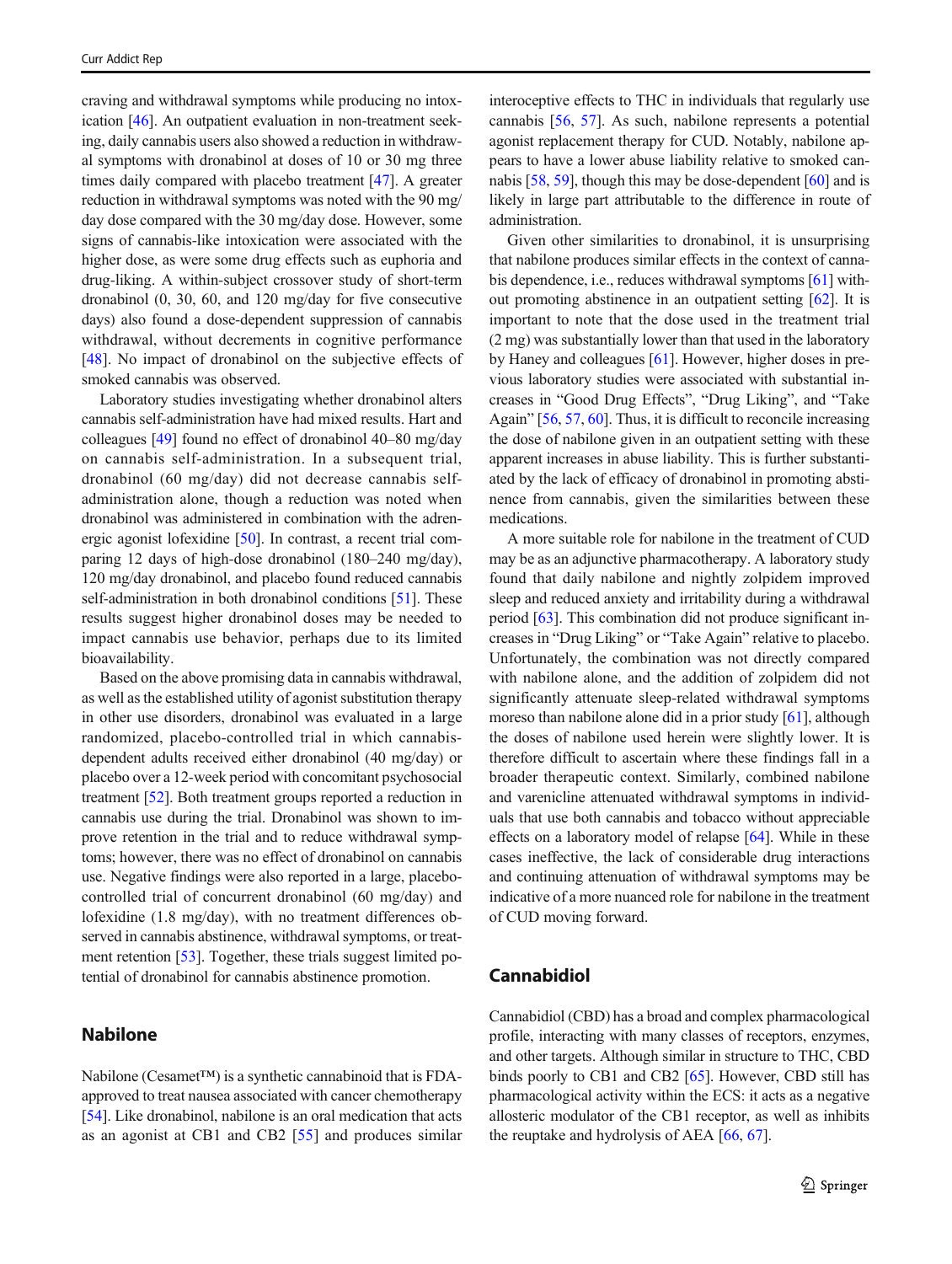craving and withdrawal symptoms while producing no intoxication [46]. An outpatient evaluation in non-treatment seeking, daily cannabis users also showed a reduction in withdrawal symptoms with dronabinol at doses of 10 or 30 mg three times daily compared with placebo treatment [47]. A greater reduction in withdrawal symptoms was noted with the 90 mg/day dose compared with the 30 mg/day dose. However, some signs of cannabis-like intoxication were associated with the higher dose, as were some drug effects such as euphoria and drug-liking. A within-subject crossover study of short-term dronabinol (0, 30, 60, and 120 mg/day for five consecutive days) also found a dose-dependent suppression of cannabis withdrawal, without decrements in cognitive performance [48]. No impact of dronabinol on the subjective effects of smoked cannabis was observed.

Laboratory studies investigating whether dronabinol alters cannabis self-administration have had mixed results. Hart and colleagues [49] found no effect of dronabinol 40–80 mg/day on cannabis self-administration. In a subsequent trial, dronabinol (60 mg/day) did not decrease cannabis self-administration alone, though a reduction was noted when dronabinol was administered in combination with the adrenergic agonist lofexidine [50]. In contrast, a recent trial comparing 12 days of high-dose dronabinol (180–240 mg/day), 120 mg/day dronabinol, and placebo found reduced cannabis self-administration in both dronabinol conditions [51]. These results suggest higher dronabinol doses may be needed to impact cannabis use behavior, perhaps due to its limited bioavailability.

Based on the above promising data in cannabis withdrawal, as well as the established utility of agonist substitution therapy in other use disorders, dronabinol was evaluated in a large randomized, placebo-controlled trial in which cannabis-dependent adults received either dronabinol (40 mg/day) or placebo over a 12-week period with concomitant psychosocial treatment [52]. Both treatment groups reported a reduction in cannabis use during the trial. Dronabinol was shown to improve retention in the trial and to reduce withdrawal symptoms; however, there was no effect of dronabinol on cannabis use. Negative findings were also reported in a large, placebo-controlled trial of concurrent dronabinol (60 mg/day) and lofexidine (1.8 mg/day), with no treatment differences observed in cannabis abstinence, withdrawal symptoms, or treatment retention [53]. Together, these trials suggest limited potential of dronabinol for cannabis abstinence promotion.

## Nabilone

Nabilone (Cesamet™) is a synthetic cannabinoid that is FDA-approved to treat nausea associated with cancer chemotherapy [54]. Like dronabinol, nabilone is an oral medication that acts as an agonist at CB1 and CB2 [55] and produces similar interoceptive effects to THC in individuals that regularly use cannabis [56, 57]. As such, nabilone represents a potential agonist replacement therapy for CUD. Notably, nabilone appears to have a lower abuse liability relative to smoked cannabis [58, 59], though this may be dose-dependent [60] and is likely in large part attributable to the difference in route of administration.

Given other similarities to dronabinol, it is unsurprising that nabilone produces similar effects in the context of cannabis dependence, i.e., reduces withdrawal symptoms [61] without promoting abstinence in an outpatient setting [62]. It is important to note that the dose used in the treatment trial (2 mg) was substantially lower than that used in the laboratory by Haney and colleagues [61]. However, higher doses in previous laboratory studies were associated with substantial increases in "Good Drug Effects", "Drug Liking", and "Take Again" [56, 57, 60]. Thus, it is difficult to reconcile increasing the dose of nabilone given in an outpatient setting with these apparent increases in abuse liability. This is further substantiated by the lack of efficacy of dronabinol in promoting abstinence from cannabis, given the similarities between these medications.

A more suitable role for nabilone in the treatment of CUD may be as an adjunctive pharmacotherapy. A laboratory study found that daily nabilone and nightly zolpidem improved sleep and reduced anxiety and irritability during a withdrawal period [63]. This combination did not produce significant increases in "Drug Liking" or "Take Again" relative to placebo. Unfortunately, the combination was not directly compared with nabilone alone, and the addition of zolpidem did not significantly attenuate sleep-related withdrawal symptoms moreso than nabilone alone did in a prior study [61], although the doses of nabilone used herein were slightly lower. It is therefore difficult to ascertain where these findings fall in a broader therapeutic context. Similarly, combined nabilone and varenicline attenuated withdrawal symptoms in individuals that use both cannabis and tobacco without appreciable effects on a laboratory model of relapse [64]. While in these cases ineffective, the lack of considerable drug interactions and continuing attenuation of withdrawal symptoms may be indicative of a more nuanced role for nabilone in the treatment of CUD moving forward.

## Cannabidiol

Cannabidiol (CBD) has a broad and complex pharmacological profile, interacting with many classes of receptors, enzymes, and other targets. Although similar in structure to THC, CBD binds poorly to CB1 and CB2 [65]. However, CBD still has pharmacological activity within the ECS: it acts as a negative allosteric modulator of the CB1 receptor, as well as inhibits the reuptake and hydrolysis of AEA [66, 67].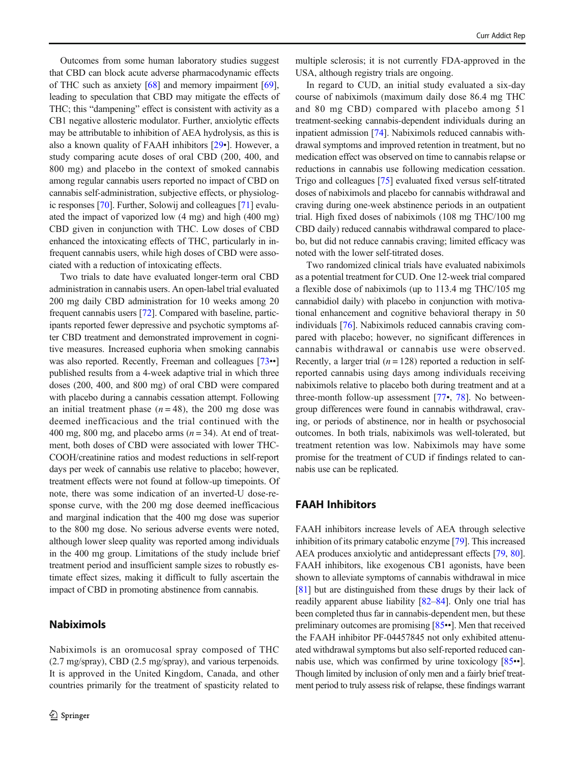Outcomes from some human laboratory studies suggest that CBD can block acute adverse pharmacodynamic effects of THC such as anxiety [68] and memory impairment [69], leading to speculation that CBD may mitigate the effects of THC; this "dampening" effect is consistent with activity as a CB1 negative allosteric modulator. Further, anxiolytic effects may be attributable to inhibition of AEA hydrolysis, as this is also a known quality of FAAH inhibitors [29•]. However, a study comparing acute doses of oral CBD (200, 400, and 800 mg) and placebo in the context of smoked cannabis among regular cannabis users reported no impact of CBD on cannabis self-administration, subjective effects, or physiologic responses [70]. Further, Solowij and colleagues [71] evaluated the impact of vaporized low (4 mg) and high (400 mg) CBD given in conjunction with THC. Low doses of CBD enhanced the intoxicating effects of THC, particularly in infrequent cannabis users, while high doses of CBD were associated with a reduction of intoxicating effects.

Two trials to date have evaluated longer-term oral CBD administration in cannabis users. An open-label trial evaluated 200 mg daily CBD administration for 10 weeks among 20 frequent cannabis users [72]. Compared with baseline, participants reported fewer depressive and psychotic symptoms after CBD treatment and demonstrated improvement in cognitive measures. Increased euphoria when smoking cannabis was also reported. Recently, Freeman and colleagues [73••] published results from a 4-week adaptive trial in which three doses (200, 400, and 800 mg) of oral CBD were compared with placebo during a cannabis cessation attempt. Following an initial treatment phase ($n = 48$), the 200 mg dose was deemed inefficacious and the trial continued with the 400 mg, 800 mg, and placebo arms ($n = 34$). At end of treatment, both doses of CBD were associated with lower THC-COOH/creatinine ratios and modest reductions in self-report days per week of cannabis use relative to placebo; however, treatment effects were not found at follow-up timepoints. Of note, there was some indication of an inverted-U dose-response curve, with the 200 mg dose deemed inefficacious and marginal indication that the 400 mg dose was superior to the 800 mg dose. No serious adverse events were noted, although lower sleep quality was reported among individuals in the 400 mg group. Limitations of the study include brief treatment period and insufficient sample sizes to robustly estimate effect sizes, making it difficult to fully ascertain the impact of CBD in promoting abstinence from cannabis.

## Nabiximols

Nabiximols is an oromucosal spray composed of THC (2.7 mg/spray), CBD (2.5 mg/spray), and various terpenoids. It is approved in the United Kingdom, Canada, and other countries primarily for the treatment of spasticity related to multiple sclerosis; it is not currently FDA-approved in the USA, although registry trials are ongoing.

In regard to CUD, an initial study evaluated a six-day course of nabiximols (maximum daily dose 86.4 mg THC and 80 mg CBD) compared with placebo among 51 treatment-seeking cannabis-dependent individuals during an inpatient admission [74]. Nabiximols reduced cannabis withdrawal symptoms and improved retention in treatment, but no medication effect was observed on time to cannabis relapse or reductions in cannabis use following medication cessation. Trigo and colleagues [75] evaluated fixed versus self-titrated doses of nabiximols and placebo for cannabis withdrawal and craving during one-week abstinence periods in an outpatient trial. High fixed doses of nabiximols (108 mg THC/100 mg CBD daily) reduced cannabis withdrawal compared to placebo, but did not reduce cannabis craving; limited efficacy was noted with the lower self-titrated doses.

Two randomized clinical trials have evaluated nabiximols as a potential treatment for CUD. One 12-week trial compared a flexible dose of nabiximols (up to 113.4 mg THC/105 mg cannabidiol daily) with placebo in conjunction with motivational enhancement and cognitive behavioral therapy in 50 individuals [76]. Nabiximols reduced cannabis craving compared with placebo; however, no significant differences in cannabis withdrawal or cannabis use were observed. Recently, a larger trial ($n = 128$) reported a reduction in self-reported cannabis using days among individuals receiving nabiximols relative to placebo both during treatment and at a three-month follow-up assessment [77•, 78]. No between-group differences were found in cannabis withdrawal, craving, or periods of abstinence, nor in health or psychosocial outcomes. In both trials, nabiximols was well-tolerated, but treatment retention was low. Nabiximols may have some promise for the treatment of CUD if findings related to cannabis use can be replicated.

## FAAH Inhibitors

FAAH inhibitors increase levels of AEA through selective inhibition of its primary catabolic enzyme [79]. This increased AEA produces anxiolytic and antidepressant effects [79, 80]. FAAH inhibitors, like exogenous CB1 agonists, have been shown to alleviate symptoms of cannabis withdrawal in mice [81] but are distinguished from these drugs by their lack of readily apparent abuse liability [82–84]. Only one trial has been completed thus far in cannabis-dependent men, but these preliminary outcomes are promising [85••]. Men that received the FAAH inhibitor PF-04457845 not only exhibited attenuated withdrawal symptoms but also self-reported reduced cannabis use, which was confirmed by urine toxicology [85••]. Though limited by inclusion of only men and a fairly brief treatment period to truly assess risk of relapse, these findings warrant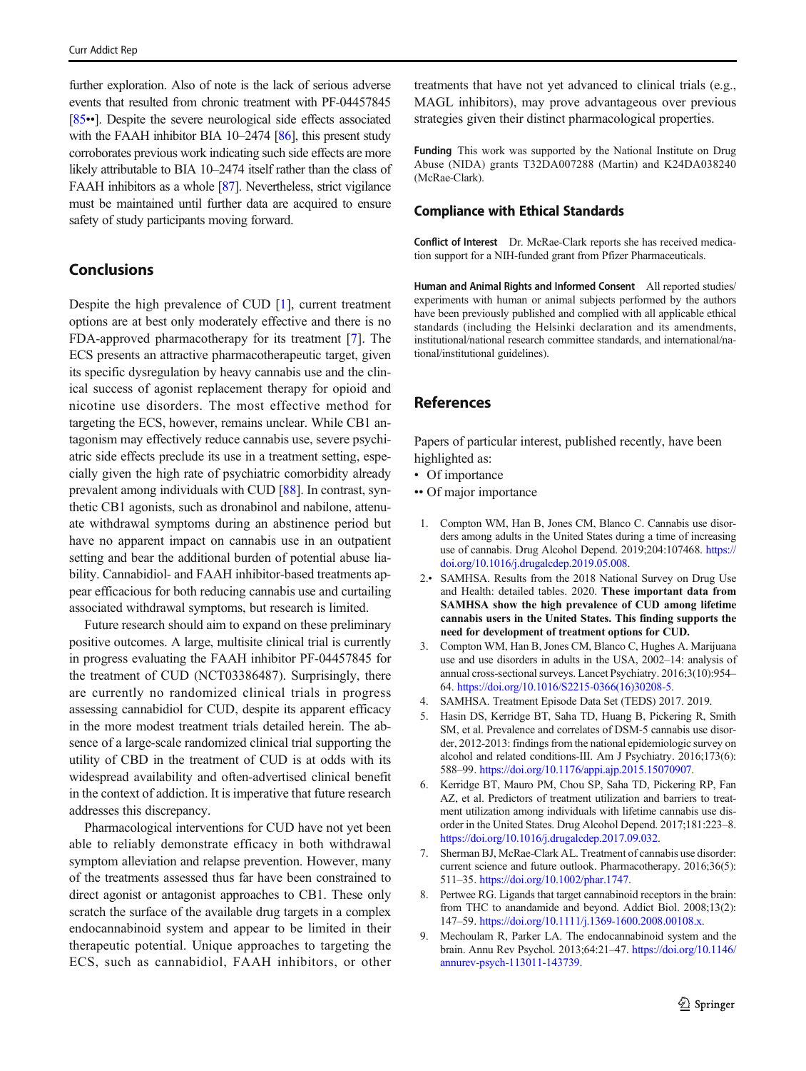further exploration. Also of note is the lack of serious adverse events that resulted from chronic treatment with PF-04457845 [85••]. Despite the severe neurological side effects associated with the FAAH inhibitor BIA 10–2474 [86], this present study corroborates previous work indicating such side effects are more likely attributable to BIA 10–2474 itself rather than the class of FAAH inhibitors as a whole [87]. Nevertheless, strict vigilance must be maintained until further data are acquired to ensure safety of study participants moving forward.

## Conclusions

Despite the high prevalence of CUD [1], current treatment options are at best only moderately effective and there is no FDA-approved pharmacotherapy for its treatment [7]. The ECS presents an attractive pharmacotherapeutic target, given its specific dysregulation by heavy cannabis use and the clinical success of agonist replacement therapy for opioid and nicotine use disorders. The most effective method for targeting the ECS, however, remains unclear. While CB1 antagonism may effectively reduce cannabis use, severe psychiatric side effects preclude its use in a treatment setting, especially given the high rate of psychiatric comorbidity already prevalent among individuals with CUD [88]. In contrast, synthetic CB1 agonists, such as dronabinol and nabilone, attenuate withdrawal symptoms during an abstinence period but have no apparent impact on cannabis use in an outpatient setting and bear the additional burden of potential abuse liability. Cannabidiol- and FAAH inhibitor-based treatments appear efficacious for both reducing cannabis use and curtailing associated withdrawal symptoms, but research is limited.

Future research should aim to expand on these preliminary positive outcomes. A large, multisite clinical trial is currently in progress evaluating the FAAH inhibitor PF-04457845 for the treatment of CUD (NCT03386487). Surprisingly, there are currently no randomized clinical trials in progress assessing cannabidiol for CUD, despite its apparent efficacy in the more modest treatment trials detailed herein. The absence of a large-scale randomized clinical trial supporting the utility of CBD in the treatment of CUD is at odds with its widespread availability and often-advertised clinical benefit in the context of addiction. It is imperative that future research addresses this discrepancy.

Pharmacological interventions for CUD have not yet been able to reliably demonstrate efficacy in both withdrawal symptom alleviation and relapse prevention. However, many of the treatments assessed thus far have been constrained to direct agonist or antagonist approaches to CB1. These only scratch the surface of the available drug targets in a complex endocannabinoid system and appear to be limited in their therapeutic potential. Unique approaches to targeting the ECS, such as cannabidiol, FAAH inhibitors, or other treatments that have not yet advanced to clinical trials (e.g., MAGL inhibitors), may prove advantageous over previous strategies given their distinct pharmacological properties.

**Funding** This work was supported by the National Institute on Drug Abuse (NIDA) grants T32DA007288 (Martin) and K24DA038240 (McRae-Clark).

### Compliance with Ethical Standards

**Conflict of Interest** Dr. McRae-Clark reports she has received medication support for a NIH-funded grant from Pfizer Pharmaceuticals.

**Human and Animal Rights and Informed Consent** All reported studies/experiments with human or animal subjects performed by the authors have been previously published and complied with all applicable ethical standards (including the Helsinki declaration and its amendments, institutional/national research committee standards, and international/national/institutional guidelines).

## References

Papers of particular interest, published recently, have been highlighted as:

- • Of importance
- •• Of major importance

1. Compton WM, Han B, Jones CM, Blanco C. Cannabis use disorders among adults in the United States during a time of increasing use of cannabis. Drug Alcohol Depend. 2019;204:107468. https://doi.org/10.1016/j.drugalcdep.2019.05.008.
2. • SAMHSA. Results from the 2018 National Survey on Drug Use and Health: detailed tables. 2020. **These important data from SAMHSA show the high prevalence of CUD among lifetime cannabis users in the United States. This finding supports the need for development of treatment options for CUD.**
3. Compton WM, Han B, Jones CM, Blanco C, Hughes A. Marijuana use and use disorders in adults in the USA, 2002–14: analysis of annual cross-sectional surveys. Lancet Psychiatry. 2016;3(10):954–64. https://doi.org/10.1016/S2215-0366(16)30208-5.
4. SAMHSA. Treatment Episode Data Set (TEDS) 2017. 2019.
5. Hasin DS, Kerridge BT, Saha TD, Huang B, Pickering R, Smith SM, et al. Prevalence and correlates of DSM-5 cannabis use disorder, 2012-2013: findings from the national epidemiologic survey on alcohol and related conditions-III. Am J Psychiatry. 2016;173(6):588–99. https://doi.org/10.1176/appi.ajp.2015.15070907.
6. Kerridge BT, Mauro PM, Chou SP, Saha TD, Pickering RP, Fan AZ, et al. Predictors of treatment utilization and barriers to treatment utilization among individuals with lifetime cannabis use disorder in the United States. Drug Alcohol Depend. 2017;181:223–8. https://doi.org/10.1016/j.drugalcdep.2017.09.032.
7. Sherman BJ, McRae-Clark AL. Treatment of cannabis use disorder: current science and future outlook. Pharmacotherapy. 2016;36(5):511–35. https://doi.org/10.1002/phar.1747.
8. Pertwee RG. Ligands that target cannabinoid receptors in the brain: from THC to anandamide and beyond. Addict Biol. 2008;13(2):147–59. https://doi.org/10.1111/j.1369-1600.2008.00108.x.
9. Mechoulam R, Parker LA. The endocannabinoid system and the brain. Annu Rev Psychol. 2013;64:21–47. https://doi.org/10.1146/annurev-psych-113011-143739.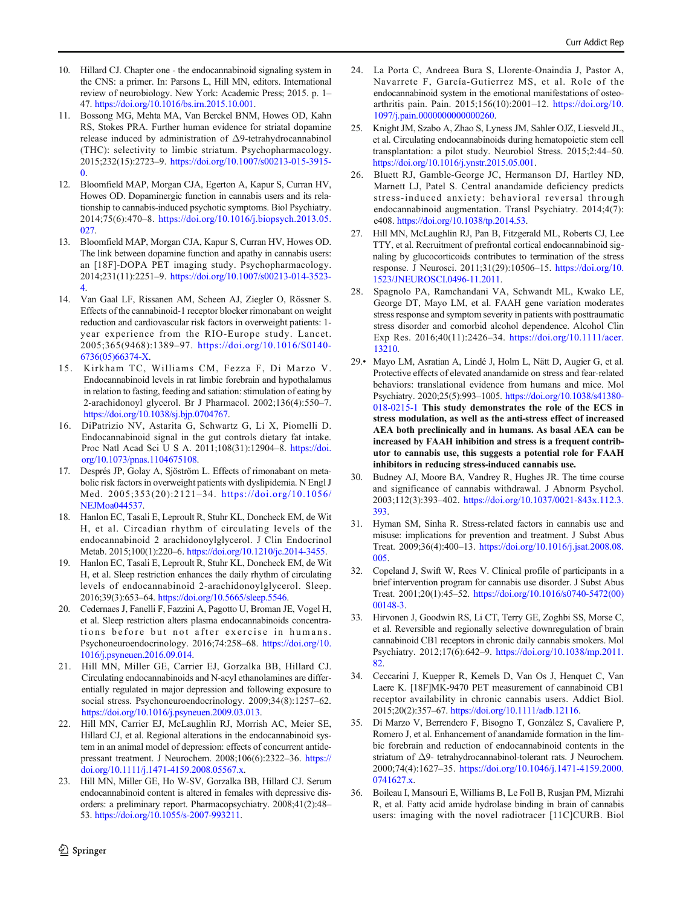10. Hillard CJ. Chapter one - the endocannabinoid signaling system in the CNS: a primer. In: Parsons L, Hill MN, editors. International review of neurobiology. New York: Academic Press; 2015. p. 1–47. https://doi.org/10.1016/bs.irn.2015.10.001.
11. Bossong MG, Mehta MA, Van Berckel BNM, Howes OD, Kahn RS, Stokes PRA. Further human evidence for striatal dopamine release induced by administration of Δ9-tetrahydrocannabinol (THC): selectivity to limbic striatum. Psychopharmacology. 2015;232(15):2723–9. https://doi.org/10.1007/s00213-015-3915-0.
12. Bloomfield MAP, Morgan CJA, Egerton A, Kapur S, Curran HV, Howes OD. Dopaminergic function in cannabis users and its relationship to cannabis-induced psychotic symptoms. Biol Psychiatry. 2014;75(6):470–8. https://doi.org/10.1016/j.biopsych.2013.05.027.
13. Bloomfield MAP, Morgan CJA, Kapur S, Curran HV, Howes OD. The link between dopamine function and apathy in cannabis users: an [18F]-DOPA PET imaging study. Psychopharmacology. 2014;231(11):2251–9. https://doi.org/10.1007/s00213-014-3523-4.
14. Van Gaal LF, Rissanen AM, Scheen AJ, Ziegler O, Rössner S. Effects of the cannabinoid-1 receptor blocker rimonabant on weight reduction and cardiovascular risk factors in overweight patients: 1-year experience from the RIO-Europe study. Lancet. 2005;365(9468):1389–97. https://doi.org/10.1016/S0140-6736(05)66374-X.
15. Kirkham TC, Williams CM, Fezza F, Di Marzo V. Endocannabinoid levels in rat limbic forebrain and hypothalamus in relation to fasting, feeding and satiation: stimulation of eating by 2-arachidonoyl glycerol. Br J Pharmacol. 2002;136(4):550–7. https://doi.org/10.1038/sj.bjp.0704767.
16. DiPatrizio NV, Astarita G, Schwartz G, Li X, Piomelli D. Endocannabinoid signal in the gut controls dietary fat intake. Proc Natl Acad Sci U S A. 2011;108(31):12904–8. https://doi.org/10.1073/pnas.1104675108.
17. Després JP, Golay A, Sjöström L. Effects of rimonabant on metabolic risk factors in overweight patients with dyslipidemia. N Engl J Med. 2005;353(20):2121–34. https://doi.org/10.1056/NEJMoa044537.
18. Hanlon EC, Tasali E, Leproult R, Stuhr KL, Doncheck EM, de Wit H, et al. Circadian rhythm of circulating levels of the endocannabinoid 2 arachidonoylglycerol. J Clin Endocrinol Metab. 2015;100(1):220–6. https://doi.org/10.1210/jc.2014-3455.
19. Hanlon EC, Tasali E, Leproult R, Stuhr KL, Doncheck EM, de Wit H, et al. Sleep restriction enhances the daily rhythm of circulating levels of endocannabinoid 2-arachidonoylglycerol. Sleep. 2016;39(3):653–64. https://doi.org/10.5665/sleep.5546.
20. Cedernaes J, Fanelli F, Fazzini A, Pagotto U, Broman JE, Vogel H, et al. Sleep restriction alters plasma endocannabinoids concentrations before but not after exercise in humans. Psychoneuroendocrinology. 2016;74:258–68. https://doi.org/10.1016/j.psyneuen.2016.09.014.
21. Hill MN, Miller GE, Carrier EJ, Gorzalka BB, Hillard CJ. Circulating endocannabinoids and N-acyl ethanolamines are differentially regulated in major depression and following exposure to social stress. Psychoneuroendocrinology. 2009;34(8):1257–62. https://doi.org/10.1016/j.psyneuen.2009.03.013.
22. Hill MN, Carrier EJ, McLaughlin RJ, Morrish AC, Meier SE, Hillard CJ, et al. Regional alterations in the endocannabinoid system in an animal model of depression: effects of concurrent antidepressant treatment. J Neurochem. 2008;106(6):2322–36. https://doi.org/10.1111/j.1471-4159.2008.05567.x.
23. Hill MN, Miller GE, Ho W-SV, Gorzalka BB, Hillard CJ. Serum endocannabinoid content is altered in females with depressive disorders: a preliminary report. Pharmacopsychiatry. 2008;41(2):48–53. https://doi.org/10.1055/s-2007-993211.
24. La Porta C, Andreea Bura S, Llorente-Onaindia J, Pastor A, Navarrete F, García-Gutierrez MS, et al. Role of the endocannabinoid system in the emotional manifestations of osteoarthritis pain. Pain. 2015;156(10):2001–12. https://doi.org/10.1097/j.pain.0000000000000260.
25. Knight JM, Szabo A, Zhao S, Lyness JM, Sahler OJZ, Liesveld JL, et al. Circulating endocannabinoids during hematopoietic stem cell transplantation: a pilot study. Neurobiol Stress. 2015;2:44–50. https://doi.org/10.1016/j.ynstr.2015.05.001.
26. Bluett RJ, Gamble-George JC, Hermanson DJ, Hartley ND, Marnett LJ, Patel S. Central anandamide deficiency predicts stress-induced anxiety: behavioral reversal through endocannabinoid augmentation. Transl Psychiatry. 2014;4(7):e408. https://doi.org/10.1038/tp.2014.53.
27. Hill MN, McLaughlin RJ, Pan B, Fitzgerald ML, Roberts CJ, Lee TTY, et al. Recruitment of prefrontal cortical endocannabinoid signaling by glucocorticoids contributes to termination of the stress response. J Neurosci. 2011;31(29):10506–15. https://doi.org/10.1523/JNEUROSCI.0496-11.2011.
28. Spagnolo PA, Ramchandani VA, Schwandt ML, Kwako LE, George DT, Mayo LM, et al. FAAH gene variation moderates stress response and symptom severity in patients with posttraumatic stress disorder and comorbid alcohol dependence. Alcohol Clin Exp Res. 2016;40(11):2426–34. https://doi.org/10.1111/acer.13210.
29.• Mayo LM, Asratian A, Lindé J, Holm L, Nätt D, Augier G, et al. Protective effects of elevated anandamide on stress and fear-related behaviors: translational evidence from humans and mice. Mol Psychiatry. 2020;25(5):993–1005. https://doi.org/10.1038/s41380-018-0215-1 **This study demonstrates the role of the ECS in stress modulation, as well as the anti-stress effect of increased AEA both preclinically and in humans. As basal AEA can be increased by FAAH inhibition and stress is a frequent contributor to cannabis use, this suggests a potential role for FAAH inhibitors in reducing stress-induced cannabis use.**
30. Budney AJ, Moore BA, Vandrey R, Hughes JR. The time course and significance of cannabis withdrawal. J Abnorm Psychol. 2003;112(3):393–402. https://doi.org/10.1037/0021-843x.112.3.393.
31. Hyman SM, Sinha R. Stress-related factors in cannabis use and misuse: implications for prevention and treatment. J Subst Abus Treat. 2009;36(4):400–13. https://doi.org/10.1016/j.jsat.2008.08.005.
32. Copeland J, Swift W, Rees V. Clinical profile of participants in a brief intervention program for cannabis use disorder. J Subst Abus Treat. 2001;20(1):45–52. https://doi.org/10.1016/s0740-5472(00)00148-3.
33. Hirvonen J, Goodwin RS, Li CT, Terry GE, Zoghbi SS, Morse C, et al. Reversible and regionally selective downregulation of brain cannabinoid CB1 receptors in chronic daily cannabis smokers. Mol Psychiatry. 2012;17(6):642–9. https://doi.org/10.1038/mp.2011.82.
34. Ceccarini J, Kuepper R, Kemels D, Van Os J, Henquet C, Van Laere K. [18F]MK-9470 PET measurement of cannabinoid CB1 receptor availability in chronic cannabis users. Addict Biol. 2015;20(2):357–67. https://doi.org/10.1111/adb.12116.
35. Di Marzo V, Berrendero F, Bisogno T, González S, Cavaliere P, Romero J, et al. Enhancement of anandamide formation in the limbic forebrain and reduction of endocannabinoid contents in the striatum of Δ9- tetrahydrocannabinol-tolerant rats. J Neurochem. 2000;74(4):1627–35. https://doi.org/10.1046/j.1471-4159.2000.0741627.x.
36. Boileau I, Mansouri E, Williams B, Le Foll B, Rusjan PM, Mizrahi R, et al. Fatty acid amide hydrolase binding in brain of cannabis users: imaging with the novel radiotracer [11C]CURB. Biol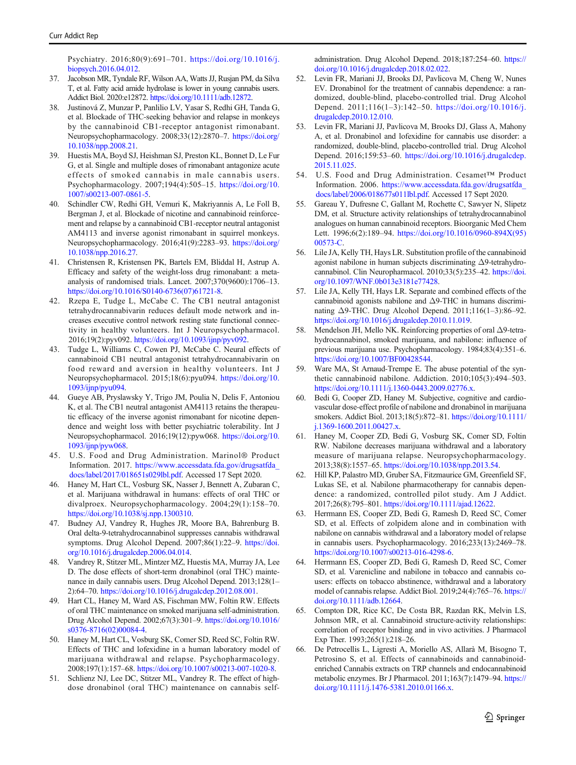Psychiatry. 2016;80(9):691–701. https://doi.org/10.1016/j.biopsych.2016.04.012.

37. Jacobson MR, Tyndale RF, Wilson AA, Watts JJ, Rusjan PM, da Silva T, et al. Fatty acid amide hydrolase is lower in young cannabis users. Addict Biol. 2020:e12872. https://doi.org/10.1111/adb.12872.
38. Justinová Z, Munzar P, Panlilio LV, Yasar S, Redhi GH, Tanda G, et al. Blockade of THC-seeking behavior and relapse in monkeys by the cannabinoid CB1-receptor antagonist rimonabant. Neuropsychopharmacology. 2008;33(12):2870–7. https://doi.org/10.1038/npp.2008.21.
39. Huestis MA, Boyd SJ, Heishman SJ, Preston KL, Bonnet D, Le Fur G, et al. Single and multiple doses of rimonabant antagonize acute effects of smoked cannabis in male cannabis users. Psychopharmacology. 2007;194(4):505–15. https://doi.org/10.1007/s00213-007-0861-5.
40. Schindler CW, Redhi GH, Vemuri K, Makriyannis A, Le Foll B, Bergman J, et al. Blockade of nicotine and cannabinoid reinforcement and relapse by a cannabinoid CB1-receptor neutral antagonist AM4113 and inverse agonist rimonabant in squirrel monkeys. Neuropsychopharmacology. 2016;41(9):2283–93. https://doi.org/10.1038/npp.2016.27.
41. Christensen R, Kristensen PK, Bartels EM, Bliddal H, Astrup A. Efficacy and safety of the weight-loss drug rimonabant: a meta-analysis of randomised trials. Lancet. 2007;370(9600):1706–13. https://doi.org/10.1016/S0140-6736(07)61721-8.
42. Rzepa E, Tudge L, McCabe C. The CB1 neutral antagonist tetrahydrocannabivarin reduces default mode network and increases executive control network resting state functional connectivity in healthy volunteers. Int J Neuropsychopharmacol. 2016;19(2):pyv092. https://doi.org/10.1093/ijnp/pyv092.
43. Tudge L, Williams C, Cowen PJ, McCabe C. Neural effects of cannabinoid CB1 neutral antagonist tetrahydrocannabivarin on food reward and aversion in healthy volunteers. Int J Neuropsychopharmacol. 2015;18(6):pyu094. https://doi.org/10.1093/ijnp/pyu094.
44. Gueye AB, Pryslawsky Y, Trigo JM, Poulia N, Delis F, Antoniou K, et al. The CB1 neutral antagonist AM4113 retains the therapeutic efficacy of the inverse agonist rimonabant for nicotine dependence and weight loss with better psychiatric tolerability. Int J Neuropsychopharmacol. 2016;19(12):pyw068. https://doi.org/10.1093/ijnp/pyw068.
45. U.S. Food and Drug Administration. Marinol® Product Information. 2017. https://www.accessdata.fda.gov/drugsatfda_docs/label/2017/018651s029lbl.pdf. Accessed 17 Sept 2020.
46. Haney M, Hart CL, Vosburg SK, Nasser J, Bennett A, Zubaran C, et al. Marijuana withdrawal in humans: effects of oral THC or divalproex. Neuropsychopharmacology. 2004;29(1):158–70. https://doi.org/10.1038/sj.npp.1300310.
47. Budney AJ, Vandrey R, Hughes JR, Moore BA, Bahrenburg B. Oral delta-9-tetrahydrocannabinol suppresses cannabis withdrawal symptoms. Drug Alcohol Depend. 2007;86(1):22–9. https://doi.org/10.1016/j.drugalcdep.2006.04.014.
48. Vandrey R, Stitzer ML, Mintzer MZ, Huestis MA, Murray JA, Lee D. The dose effects of short-term dronabinol (oral THC) maintenance in daily cannabis users. Drug Alcohol Depend. 2013;128(1–2):64–70. https://doi.org/10.1016/j.drugalcdep.2012.08.001.
49. Hart CL, Haney M, Ward AS, Fischman MW, Foltin RW. Effects of oral THC maintenance on smoked marijuana self-administration. Drug Alcohol Depend. 2002;67(3):301–9. https://doi.org/10.1016/s0376-8716(02)00084-4.
50. Haney M, Hart CL, Vosburg SK, Comer SD, Reed SC, Foltin RW. Effects of THC and lofexidine in a human laboratory model of marijuana withdrawal and relapse. Psychopharmacology. 2008;197(1):157–68. https://doi.org/10.1007/s00213-007-1020-8.
51. Schlienz NJ, Lee DC, Stitzer ML, Vandrey R. The effect of high-dose dronabinol (oral THC) maintenance on cannabis self-administration. Drug Alcohol Depend. 2018;187:254–60. https://doi.org/10.1016/j.drugalcdep.2018.02.022.
52. Levin FR, Mariani JJ, Brooks DJ, Pavlicova M, Cheng W, Nunes EV. Dronabinol for the treatment of cannabis dependence: a randomized, double-blind, placebo-controlled trial. Drug Alcohol Depend. 2011;116(1–3):142–50. https://doi.org/10.1016/j.drugalcdep.2010.12.010.
53. Levin FR, Mariani JJ, Pavlicova M, Brooks DJ, Glass A, Mahony A, et al. Dronabinol and lofexidine for cannabis use disorder: a randomized, double-blind, placebo-controlled trial. Drug Alcohol Depend. 2016;159:53–60. https://doi.org/10.1016/j.drugalcdep.2015.11.025.
54. U.S. Food and Drug Administration. Cesamet™ Product Information. 2006. https://www.accessdata.fda.gov/drugsatfda_docs/label/2006/018677s011lbl.pdf. Accessed 17 Sept 2020.
55. Gareau Y, Dufresne C, Gallant M, Rochette C, Sawyer N, Slipetz DM, et al. Structure activity relationships of tetrahydrocannabinol analogues on human cannabinoid receptors. Bioorganic Med Chem Lett. 1996;6(2):189–94. https://doi.org/10.1016/0960-894X(95)00573-C.
56. Lile JA, Kelly TH, Hays LR. Substitution profile of the cannabinoid agonist nabilone in human subjects discriminating Δ9-tetrahydrocannabinol. Clin Neuropharmacol. 2010;33(5):235–42. https://doi.org/10.1097/WNF.0b013e3181e77428.
57. Lile JA, Kelly TH, Hays LR. Separate and combined effects of the cannabinoid agonists nabilone and Δ9-THC in humans discriminating Δ9-THC. Drug Alcohol Depend. 2011;116(1–3):86–92. https://doi.org/10.1016/j.drugalcdep.2010.11.019.
58. Mendelson JH, Mello NK. Reinforcing properties of oral Δ9-tetrahydrocannabinol, smoked marijuana, and nabilone: influence of previous marijuana use. Psychopharmacology. 1984;83(4):351–6. https://doi.org/10.1007/BF00428544.
59. Ware MA, St Arnaud-Trempe E. The abuse potential of the synthetic cannabinoid nabilone. Addiction. 2010;105(3):494–503. https://doi.org/10.1111/j.1360-0443.2009.02776.x.
60. Bedi G, Cooper ZD, Haney M. Subjective, cognitive and cardiovascular dose-effect profile of nabilone and dronabinol in marijuana smokers. Addict Biol. 2013;18(5):872–81. https://doi.org/10.1111/j.1369-1600.2011.00427.x.
61. Haney M, Cooper ZD, Bedi G, Vosburg SK, Comer SD, Foltin RW. Nabilone decreases marijuana withdrawal and a laboratory measure of marijuana relapse. Neuropsychopharmacology. 2013;38(8):1557–65. https://doi.org/10.1038/npp.2013.54.
62. Hill KP, Palastro MD, Gruber SA, Fitzmaurice GM, Greenfield SF, Lukas SE, et al. Nabilone pharmacotherapy for cannabis dependence: a randomized, controlled pilot study. Am J Addict. 2017;26(8):795–801. https://doi.org/10.1111/ajad.12622.
63. Herrmann ES, Cooper ZD, Bedi G, Ramesh D, Reed SC, Comer SD, et al. Effects of zolpidem alone and in combination with nabilone on cannabis withdrawal and a laboratory model of relapse in cannabis users. Psychopharmacology. 2016;233(13):2469–78. https://doi.org/10.1007/s00213-016-4298-6.
64. Herrmann ES, Cooper ZD, Bedi G, Ramesh D, Reed SC, Comer SD, et al. Varenicline and nabilone in tobacco and cannabis co-users: effects on tobacco abstinence, withdrawal and a laboratory model of cannabis relapse. Addict Biol. 2019;24(4):765–76. https://doi.org/10.1111/adb.12664.
65. Compton DR, Rice KC, De Costa BR, Razdan RK, Melvin LS, Johnson MR, et al. Cannabinoid structure-activity relationships: correlation of receptor binding and in vivo activities. J Pharmacol Exp Ther. 1993;265(1):218–26.
66. De Petrocellis L, Ligresti A, Moriello AS, Allarà M, Bisogno T, Petrosino S, et al. Effects of cannabinoids and cannabinoid-enriched Cannabis extracts on TRP channels and endocannabinoid metabolic enzymes. Br J Pharmacol. 2011;163(7):1479–94. https://doi.org/10.1111/j.1476-5381.2010.01166.x.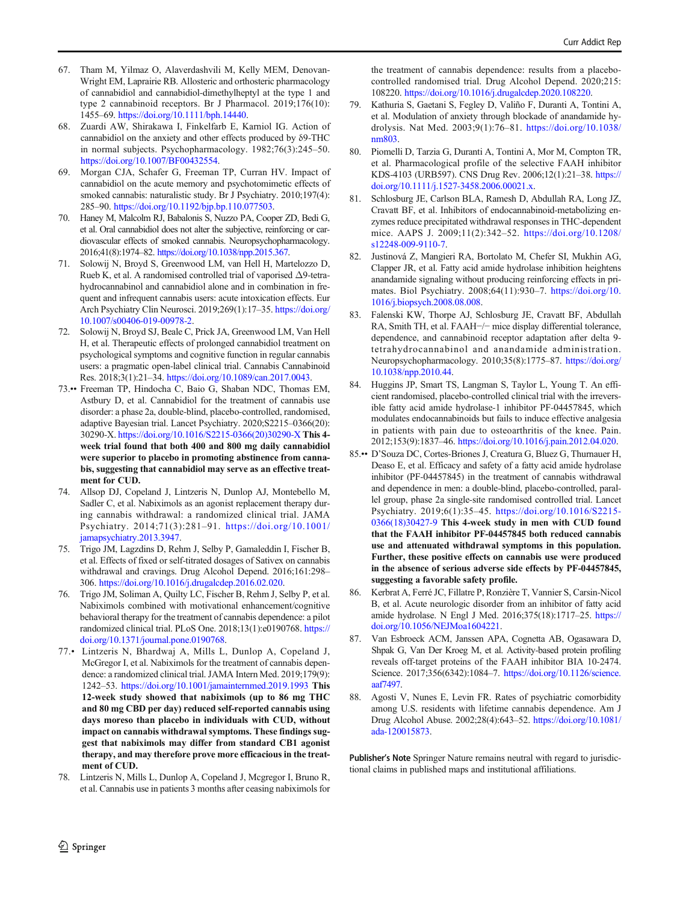67. Tham M, Yilmaz O, Alaverdashvili M, Kelly MEM, Denovan-Wright EM, Laprairie RB. Allosteric and orthosteric pharmacology of cannabidiol and cannabidiol-dimethylheptyl at the type 1 and type 2 cannabinoid receptors. Br J Pharmacol. 2019;176(10):1455–69. https://doi.org/10.1111/bph.14440.

68. Zuardi AW, Shirakawa I, Finkelfarb E, Karniol IG. Action of cannabidiol on the anxiety and other effects produced by δ9-THC in normal subjects. Psychopharmacology. 1982;76(3):245–50. https://doi.org/10.1007/BF00432554.

69. Morgan CJA, Schafer G, Freeman TP, Curran HV. Impact of cannabidiol on the acute memory and psychotomimetic effects of smoked cannabis: naturalistic study. Br J Psychiatry. 2010;197(4):285–90. https://doi.org/10.1192/bjp.bp.110.077503.

70. Haney M, Malcolm RJ, Babalonis S, Nuzzo PA, Cooper ZD, Bedi G, et al. Oral cannabidiol does not alter the subjective, reinforcing or cardiovascular effects of smoked cannabis. Neuropsychopharmacology. 2016;41(8):1974–82. https://doi.org/10.1038/npp.2015.367.

71. Solowij N, Broyd S, Greenwood LM, van Hell H, Martelozzo D, Rueb K, et al. A randomised controlled trial of vaporised Δ9-tetrahydrocannabinol and cannabidiol alone and in combination in frequent and infrequent cannabis users: acute intoxication effects. Eur Arch Psychiatry Clin Neurosci. 2019;269(1):17–35. https://doi.org/10.1007/s00406-019-00978-2.

72. Solowij N, Broyd SJ, Beale C, Prick JA, Greenwood LM, Van Hell H, et al. Therapeutic effects of prolonged cannabidiol treatment on psychological symptoms and cognitive function in regular cannabis users: a pragmatic open-label clinical trial. Cannabis Cannabinoid Res. 2018;3(1):21–34. https://doi.org/10.1089/can.2017.0043.

73.•• Freeman TP, Hindocha C, Baio G, Shaban NDC, Thomas EM, Astbury D, et al. Cannabidiol for the treatment of cannabis use disorder: a phase 2a, double-blind, placebo-controlled, randomised, adaptive Bayesian trial. Lancet Psychiatry. 2020;S2215–0366(20):30290-X. https://doi.org/10.1016/S2215-0366(20)30290-X **This 4-week trial found that both 400 and 800 mg daily cannabidiol were superior to placebo in promoting abstinence from cannabis, suggesting that cannabidiol may serve as an effective treatment for CUD.**

74. Allsop DJ, Copeland J, Lintzeris N, Dunlop AJ, Montebello M, Sadler C, et al. Nabiximols as an agonist replacement therapy during cannabis withdrawal: a randomized clinical trial. JAMA Psychiatry. 2014;71(3):281–91. https://doi.org/10.1001/jamapsychiatry.2013.3947.

75. Trigo JM, Lagzdins D, Rehm J, Selby P, Gamaleddin I, Fischer B, et al. Effects of fixed or self-titrated dosages of Sativex on cannabis withdrawal and cravings. Drug Alcohol Depend. 2016;161:298–306. https://doi.org/10.1016/j.drugalcdep.2016.02.020.

76. Trigo JM, Soliman A, Quilty LC, Fischer B, Rehm J, Selby P, et al. Nabiximols combined with motivational enhancement/cognitive behavioral therapy for the treatment of cannabis dependence: a pilot randomized clinical trial. PLoS One. 2018;13(1):e0190768. https://doi.org/10.1371/journal.pone.0190768.

77.• Lintzeris N, Bhardwaj A, Mills L, Dunlop A, Copeland J, McGregor I, et al. Nabiximols for the treatment of cannabis dependence: a randomized clinical trial. JAMA Intern Med. 2019;179(9):1242–53. https://doi.org/10.1001/jamainternmed.2019.1993 **This 12-week study showed that nabiximols (up to 86 mg THC and 80 mg CBD per day) reduced self-reported cannabis using days moreso than placebo in individuals with CUD, without impact on cannabis withdrawal symptoms. These findings suggest that nabiximols may differ from standard CB1 agonist therapy, and may therefore prove more efficacious in the treatment of CUD.**

78. Lintzeris N, Mills L, Dunlop A, Copeland J, Mcgregor I, Bruno R, et al. Cannabis use in patients 3 months after ceasing nabiximols for the treatment of cannabis dependence: results from a placebo-controlled randomised trial. Drug Alcohol Depend. 2020;215:108220. https://doi.org/10.1016/j.drugalcdep.2020.108220.

79. Kathuria S, Gaetani S, Fegley D, Valiño F, Duranti A, Tontini A, et al. Modulation of anxiety through blockade of anandamide hydrolysis. Nat Med. 2003;9(1):76–81. https://doi.org/10.1038/nm803.

80. Piomelli D, Tarzia G, Duranti A, Tontini A, Mor M, Compton TR, et al. Pharmacological profile of the selective FAAH inhibitor KDS-4103 (URB597). CNS Drug Rev. 2006;12(1):21–38. https://doi.org/10.1111/j.1527-3458.2006.00021.x.

81. Schlosburg JE, Carlson BLA, Ramesh D, Abdullah RA, Long JZ, Cravatt BF, et al. Inhibitors of endocannabinoid-metabolizing enzymes reduce precipitated withdrawal responses in THC-dependent mice. AAPS J. 2009;11(2):342–52. https://doi.org/10.1208/s12248-009-9110-7.

82. Justinová Z, Mangieri RA, Bortolato M, Chefer SI, Mukhin AG, Clapper JR, et al. Fatty acid amide hydrolase inhibition heightens anandamide signaling without producing reinforcing effects in primates. Biol Psychiatry. 2008;64(11):930–7. https://doi.org/10.1016/j.biopsych.2008.08.008.

83. Falenski KW, Thorpe AJ, Schlosburg JE, Cravatt BF, Abdullah RA, Smith TH, et al. FAAH−/− mice display differential tolerance, dependence, and cannabinoid receptor adaptation after delta 9-tetrahydrocannabinol and anandamide administration. Neuropsychopharmacology. 2010;35(8):1775–87. https://doi.org/10.1038/npp.2010.44.

84. Huggins JP, Smart TS, Langman S, Taylor L, Young T. An efficient randomised, placebo-controlled clinical trial with the irreversible fatty acid amide hydrolase-1 inhibitor PF-04457845, which modulates endocannabinoids but fails to induce effective analgesia in patients with pain due to osteoarthritis of the knee. Pain. 2012;153(9):1837–46. https://doi.org/10.1016/j.pain.2012.04.020.

85.•• D'Souza DC, Cortes-Briones J, Creatura G, Bluez G, Thurnauer H, Deaso E, et al. Efficacy and safety of a fatty acid amide hydrolase inhibitor (PF-04457845) in the treatment of cannabis withdrawal and dependence in men: a double-blind, placebo-controlled, parallel group, phase 2a single-site randomised controlled trial. Lancet Psychiatry. 2019;6(1):35–45. https://doi.org/10.1016/S2215-0366(18)30427-9 **This 4-week study in men with CUD found that the FAAH inhibitor PF-04457845 both reduced cannabis use and attenuated withdrawal symptoms in this population. Further, these positive effects on cannabis use were produced in the absence of serious adverse side effects by PF-04457845, suggesting a favorable safety profile.**

86. Kerbrat A, Ferré JC, Fillatre P, Ronzière T, Vannier S, Carsin-Nicol B, et al. Acute neurologic disorder from an inhibitor of fatty acid amide hydrolase. N Engl J Med. 2016;375(18):1717–25. https://doi.org/10.1056/NEJMoa1604221.

87. Van Esbroeck ACM, Janssen APA, Cognetta AB, Ogasawara D, Shpak G, Van Der Kroeg M, et al. Activity-based protein profiling reveals off-target proteins of the FAAH inhibitor BIA 10-2474. Science. 2017;356(6342):1084–7. https://doi.org/10.1126/science.aaf7497.

88. Agosti V, Nunes E, Levin FR. Rates of psychiatric comorbidity among U.S. residents with lifetime cannabis dependence. Am J Drug Alcohol Abuse. 2002;28(4):643–52. https://doi.org/10.1081/ada-120015873.

**Publisher's Note** Springer Nature remains neutral with regard to jurisdictional claims in published maps and institutional affiliations.